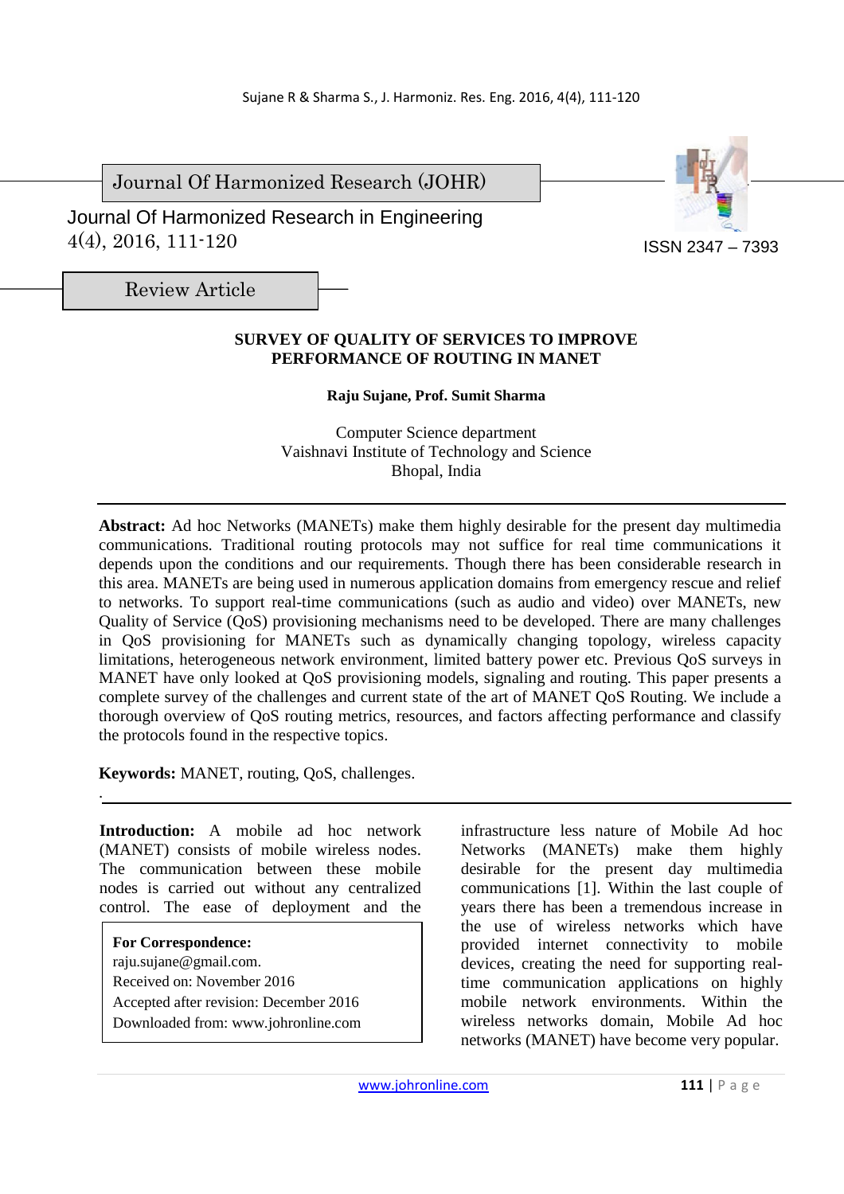Journal Of Harmonized Research (JOHR)

Journal Of Harmonized Research in Engineering
4(4), 2016, 111-120

ISSN 2347 – 7393

Review Article

# SURVEY OF QUALITY OF SERVICES TO IMPROVE PERFORMANCE OF ROUTING IN MANET

**Raju Sujane, Prof. Sumit Sharma**

Computer Science department
Vaishnavi Institute of Technology and Science
Bhopal, India

**Abstract:** Ad hoc Networks (MANETs) make them highly desirable for the present day multimedia communications. Traditional routing protocols may not suffice for real time communications it depends upon the conditions and our requirements. Though there has been considerable research in this area. MANETs are being used in numerous application domains from emergency rescue and relief to networks. To support real-time communications (such as audio and video) over MANETs, new Quality of Service (QoS) provisioning mechanisms need to be developed. There are many challenges in QoS provisioning for MANETs such as dynamically changing topology, wireless capacity limitations, heterogeneous network environment, limited battery power etc. Previous QoS surveys in MANET have only looked at QoS provisioning models, signaling and routing. This paper presents a complete survey of the challenges and current state of the art of MANET QoS Routing. We include a thorough overview of QoS routing metrics, resources, and factors affecting performance and classify the protocols found in the respective topics.

**Keywords:** MANET, routing, QoS, challenges.

**Introduction:** A mobile ad hoc network (MANET) consists of mobile wireless nodes. The communication between these mobile nodes is carried out without any centralized control. The ease of deployment and the infrastructure less nature of Mobile Ad hoc Networks (MANETs) make them highly desirable for the present day multimedia communications [1]. Within the last couple of years there has been a tremendous increase in the use of wireless networks which have provided internet connectivity to mobile devices, creating the need for supporting real-time communication applications on highly mobile network environments. Within the wireless networks domain, Mobile Ad hoc networks (MANET) have become very popular.

**For Correspondence:**
raju.sujane@gmail.com.
Received on: November 2016
Accepted after revision: December 2016
Downloaded from: www.johronline.com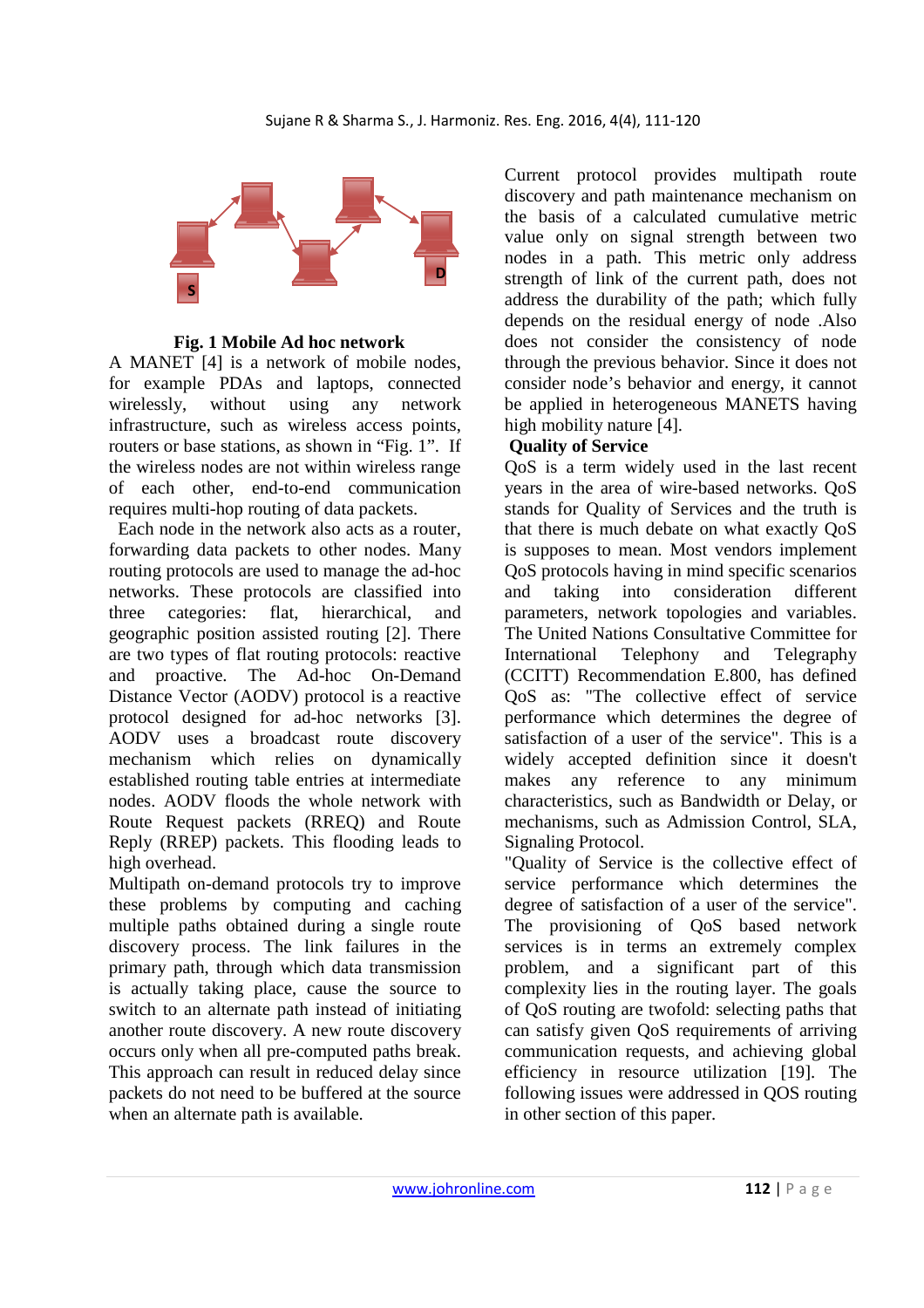**Fig. 1 Mobile Ad hoc network**

A MANET [4] is a network of mobile nodes, for example PDAs and laptops, connected wirelessly, without using any network infrastructure, such as wireless access points, routers or base stations, as shown in "Fig. 1". If the wireless nodes are not within wireless range of each other, end-to-end communication requires multi-hop routing of data packets.

Each node in the network also acts as a router, forwarding data packets to other nodes. Many routing protocols are used to manage the ad-hoc networks. These protocols are classified into three categories: flat, hierarchical, and geographic position assisted routing [2]. There are two types of flat routing protocols: reactive and proactive. The Ad-hoc On-Demand Distance Vector (AODV) protocol is a reactive protocol designed for ad-hoc networks [3]. AODV uses a broadcast route discovery mechanism which relies on dynamically established routing table entries at intermediate nodes. AODV floods the whole network with Route Request packets (RREQ) and Route Reply (RREP) packets. This flooding leads to high overhead.

Multipath on-demand protocols try to improve these problems by computing and caching multiple paths obtained during a single route discovery process. The link failures in the primary path, through which data transmission is actually taking place, cause the source to switch to an alternate path instead of initiating another route discovery. A new route discovery occurs only when all pre-computed paths break. This approach can result in reduced delay since packets do not need to be buffered at the source when an alternate path is available.

Current protocol provides multipath route discovery and path maintenance mechanism on the basis of a calculated cumulative metric value only on signal strength between two nodes in a path. This metric only address strength of link of the current path, does not address the durability of the path; which fully depends on the residual energy of node .Also does not consider the consistency of node through the previous behavior. Since it does not consider node's behavior and energy, it cannot be applied in heterogeneous MANETS having high mobility nature [4].

**Quality of Service**

QoS is a term widely used in the last recent years in the area of wire-based networks. QoS stands for Quality of Services and the truth is that there is much debate on what exactly QoS is supposes to mean. Most vendors implement QoS protocols having in mind specific scenarios and taking into consideration different parameters, network topologies and variables. The United Nations Consultative Committee for International Telephony and Telegraphy (CCITT) Recommendation E.800, has defined QoS as: "The collective effect of service performance which determines the degree of satisfaction of a user of the service". This is a widely accepted definition since it doesn't makes any reference to any minimum characteristics, such as Bandwidth or Delay, or mechanisms, such as Admission Control, SLA, Signaling Protocol.

"Quality of Service is the collective effect of service performance which determines the degree of satisfaction of a user of the service". The provisioning of QoS based network services is in terms an extremely complex problem, and a significant part of this complexity lies in the routing layer. The goals of QoS routing are twofold: selecting paths that can satisfy given QoS requirements of arriving communication requests, and achieving global efficiency in resource utilization [19]. The following issues were addressed in QOS routing in other section of this paper.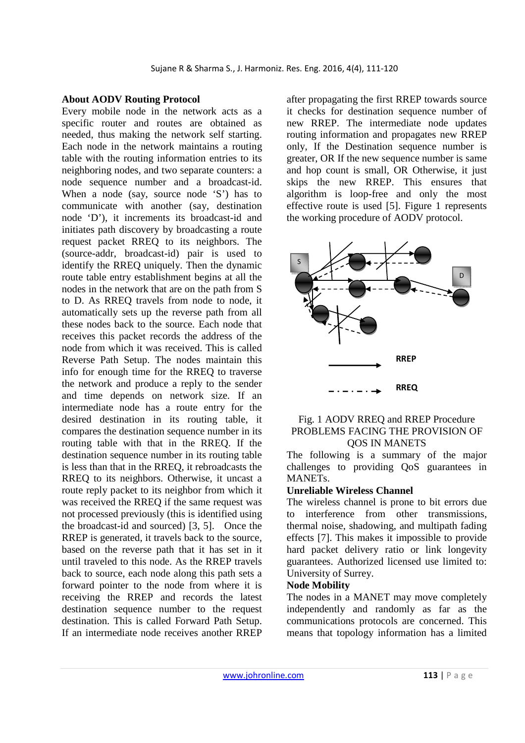## About AODV Routing Protocol

Every mobile node in the network acts as a specific router and routes are obtained as needed, thus making the network self starting. Each node in the network maintains a routing table with the routing information entries to its neighboring nodes, and two separate counters: a node sequence number and a broadcast-id. When a node (say, source node 'S') has to communicate with another (say, destination node 'D'), it increments its broadcast-id and initiates path discovery by broadcasting a route request packet RREQ to its neighbors. The (source-addr, broadcast-id) pair is used to identify the RREQ uniquely. Then the dynamic route table entry establishment begins at all the nodes in the network that are on the path from S to D. As RREQ travels from node to node, it automatically sets up the reverse path from all these nodes back to the source. Each node that receives this packet records the address of the node from which it was received. This is called Reverse Path Setup. The nodes maintain this info for enough time for the RREQ to traverse the network and produce a reply to the sender and time depends on network size. If an intermediate node has a route entry for the desired destination in its routing table, it compares the destination sequence number in its routing table with that in the RREQ. If the destination sequence number in its routing table is less than that in the RREQ, it rebroadcasts the RREQ to its neighbors. Otherwise, it uncast a route reply packet to its neighbor from which it was received the RREQ if the same request was not processed previously (this is identified using the broadcast-id and sourced) [3, 5]. Once the RREP is generated, it travels back to the source, based on the reverse path that it has set in it until traveled to this node. As the RREP travels back to source, each node along this path sets a forward pointer to the node from where it is receiving the RREP and records the latest destination sequence number to the request destination. This is called Forward Path Setup. If an intermediate node receives another RREP after propagating the first RREP towards source it checks for destination sequence number of new RREP. The intermediate node updates routing information and propagates new RREP only, If the Destination sequence number is greater, OR If the new sequence number is same and hop count is small, OR Otherwise, it just skips the new RREP. This ensures that algorithm is loop-free and only the most effective route is used [5]. Figure 1 represents the working procedure of AODV protocol.

Fig. 1 AODV RREQ and RREP Procedure

## PROBLEMS FACING THE PROVISION OF QOS IN MANETS

The following is a summary of the major challenges to providing QoS guarantees in MANETs.

### Unreliable Wireless Channel

The wireless channel is prone to bit errors due to interference from other transmissions, thermal noise, shadowing, and multipath fading effects [7]. This makes it impossible to provide hard packet delivery ratio or link longevity guarantees. Authorized licensed use limited to: University of Surrey.

### Node Mobility

The nodes in a MANET may move completely independently and randomly as far as the communications protocols are concerned. This means that topology information has a limited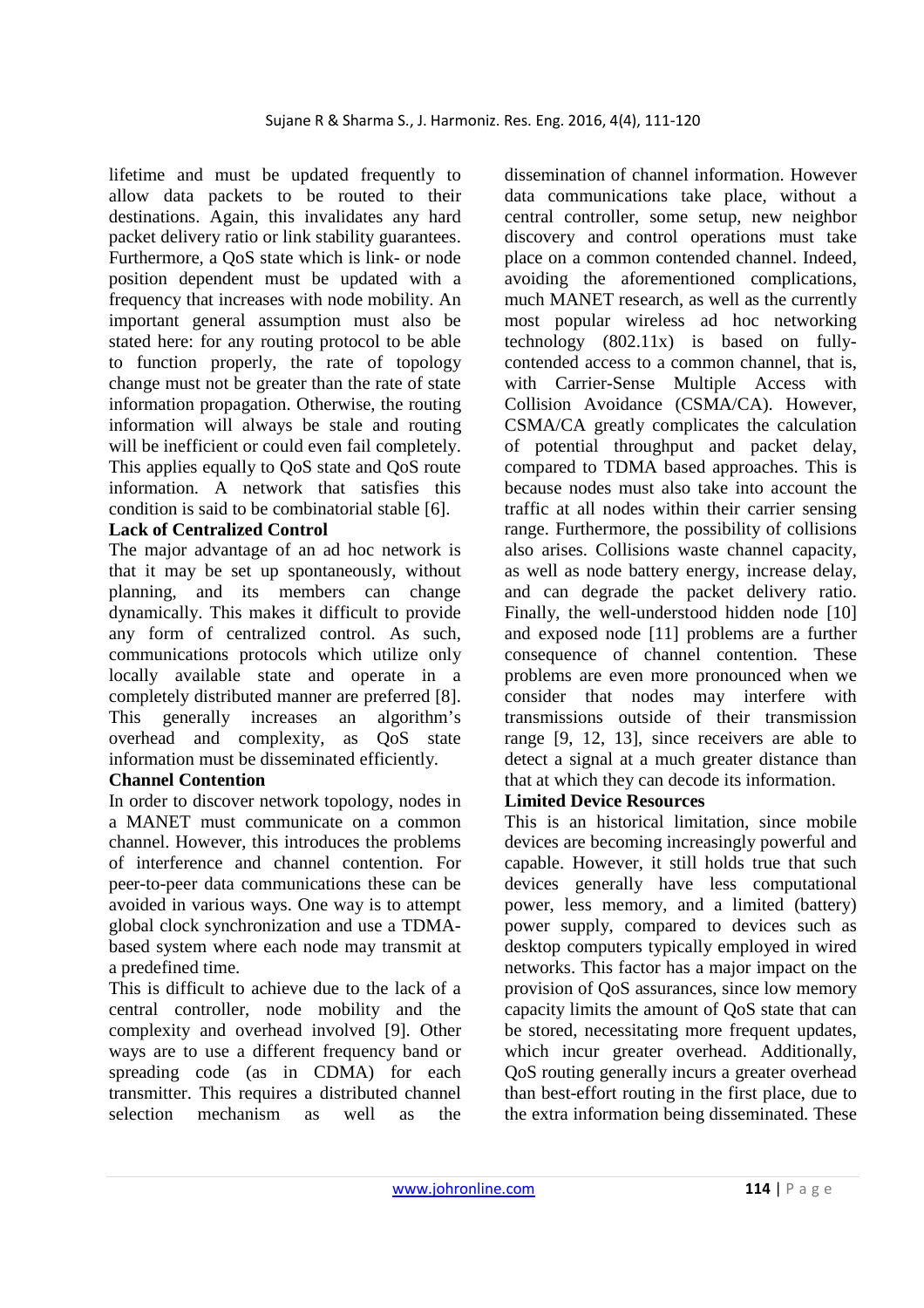lifetime and must be updated frequently to allow data packets to be routed to their destinations. Again, this invalidates any hard packet delivery ratio or link stability guarantees. Furthermore, a QoS state which is link- or node position dependent must be updated with a frequency that increases with node mobility. An important general assumption must also be stated here: for any routing protocol to be able to function properly, the rate of topology change must not be greater than the rate of state information propagation. Otherwise, the routing information will always be stale and routing will be inefficient or could even fail completely. This applies equally to QoS state and QoS route information. A network that satisfies this condition is said to be combinatorial stable [6].

**Lack of Centralized Control**

The major advantage of an ad hoc network is that it may be set up spontaneously, without planning, and its members can change dynamically. This makes it difficult to provide any form of centralized control. As such, communications protocols which utilize only locally available state and operate in a completely distributed manner are preferred [8]. This generally increases an algorithm's overhead and complexity, as QoS state information must be disseminated efficiently.

**Channel Contention**

In order to discover network topology, nodes in a MANET must communicate on a common channel. However, this introduces the problems of interference and channel contention. For peer-to-peer data communications these can be avoided in various ways. One way is to attempt global clock synchronization and use a TDMA-based system where each node may transmit at a predefined time.

This is difficult to achieve due to the lack of a central controller, node mobility and the complexity and overhead involved [9]. Other ways are to use a different frequency band or spreading code (as in CDMA) for each transmitter. This requires a distributed channel selection mechanism as well as the dissemination of channel information. However data communications take place, without a central controller, some setup, new neighbor discovery and control operations must take place on a common contended channel. Indeed, avoiding the aforementioned complications, much MANET research, as well as the currently most popular wireless ad hoc networking technology (802.11x) is based on fully-contended access to a common channel, that is, with Carrier-Sense Multiple Access with Collision Avoidance (CSMA/CA). However, CSMA/CA greatly complicates the calculation of potential throughput and packet delay, compared to TDMA based approaches. This is because nodes must also take into account the traffic at all nodes within their carrier sensing range. Furthermore, the possibility of collisions also arises. Collisions waste channel capacity, as well as node battery energy, increase delay, and can degrade the packet delivery ratio. Finally, the well-understood hidden node [10] and exposed node [11] problems are a further consequence of channel contention. These problems are even more pronounced when we consider that nodes may interfere with transmissions outside of their transmission range [9, 12, 13], since receivers are able to detect a signal at a much greater distance than that at which they can decode its information.

**Limited Device Resources**

This is an historical limitation, since mobile devices are becoming increasingly powerful and capable. However, it still holds true that such devices generally have less computational power, less memory, and a limited (battery) power supply, compared to devices such as desktop computers typically employed in wired networks. This factor has a major impact on the provision of QoS assurances, since low memory capacity limits the amount of QoS state that can be stored, necessitating more frequent updates, which incur greater overhead. Additionally, QoS routing generally incurs a greater overhead than best-effort routing in the first place, due to the extra information being disseminated. These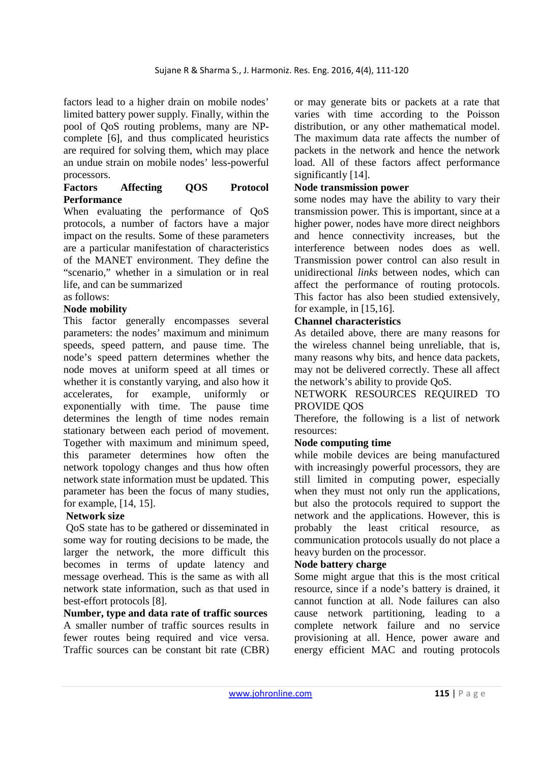factors lead to a higher drain on mobile nodes' limited battery power supply. Finally, within the pool of QoS routing problems, many are NP-complete [6], and thus complicated heuristics are required for solving them, which may place an undue strain on mobile nodes' less-powerful processors.

**Factors Affecting QOS Protocol Performance**

When evaluating the performance of QoS protocols, a number of factors have a major impact on the results. Some of these parameters are a particular manifestation of characteristics of the MANET environment. They define the "scenario," whether in a simulation or in real life, and can be summarized as follows:

**Node mobility**

This factor generally encompasses several parameters: the nodes' maximum and minimum speeds, speed pattern, and pause time. The node's speed pattern determines whether the node moves at uniform speed at all times or whether it is constantly varying, and also how it accelerates, for example, uniformly or exponentially with time. The pause time determines the length of time nodes remain stationary between each period of movement. Together with maximum and minimum speed, this parameter determines how often the network topology changes and thus how often network state information must be updated. This parameter has been the focus of many studies, for example, [14, 15].

**Network size**

QoS state has to be gathered or disseminated in some way for routing decisions to be made, the larger the network, the more difficult this becomes in terms of update latency and message overhead. This is the same as with all network state information, such as that used in best-effort protocols [8].

**Number, type and data rate of traffic sources**

A smaller number of traffic sources results in fewer routes being required and vice versa. Traffic sources can be constant bit rate (CBR) or may generate bits or packets at a rate that varies with time according to the Poisson distribution, or any other mathematical model. The maximum data rate affects the number of packets in the network and hence the network load. All of these factors affect performance significantly [14].

**Node transmission power**

some nodes may have the ability to vary their transmission power. This is important, since at a higher power, nodes have more direct neighbors and hence connectivity increases, but the interference between nodes does as well. Transmission power control can also result in unidirectional *links* between nodes, which can affect the performance of routing protocols. This factor has also been studied extensively, for example, in [15,16].

**Channel characteristics**

As detailed above, there are many reasons for the wireless channel being unreliable, that is, many reasons why bits, and hence data packets, may not be delivered correctly. These all affect the network's ability to provide QoS.

NETWORK RESOURCES REQUIRED TO PROVIDE QOS

Therefore, the following is a list of network resources:

**Node computing time**

while mobile devices are being manufactured with increasingly powerful processors, they are still limited in computing power, especially when they must not only run the applications, but also the protocols required to support the network and the applications. However, this is probably the least critical resource, as communication protocols usually do not place a heavy burden on the processor.

**Node battery charge**

Some might argue that this is the most critical resource, since if a node's battery is drained, it cannot function at all. Node failures can also cause network partitioning, leading to a complete network failure and no service provisioning at all. Hence, power aware and energy efficient MAC and routing protocols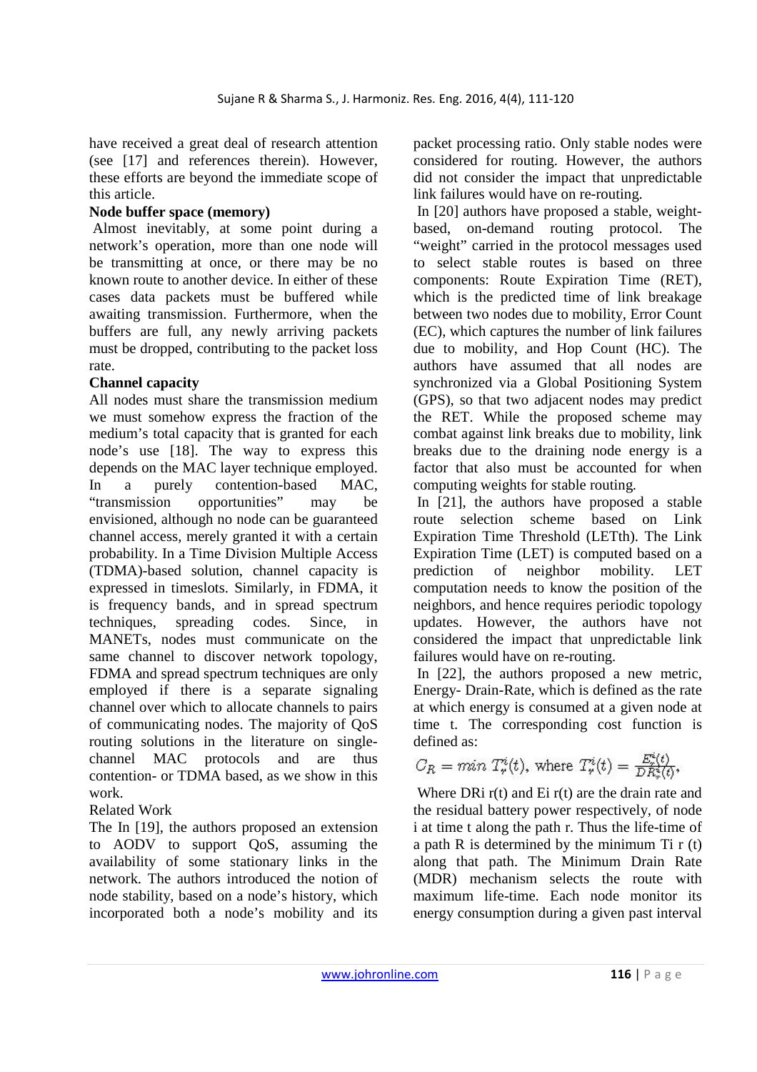have received a great deal of research attention (see [17] and references therein). However, these efforts are beyond the immediate scope of this article.

**Node buffer space (memory)**

Almost inevitably, at some point during a network's operation, more than one node will be transmitting at once, or there may be no known route to another device. In either of these cases data packets must be buffered while awaiting transmission. Furthermore, when the buffers are full, any newly arriving packets must be dropped, contributing to the packet loss rate.

**Channel capacity**

All nodes must share the transmission medium we must somehow express the fraction of the medium's total capacity that is granted for each node's use [18]. The way to express this depends on the MAC layer technique employed. In a purely contention-based MAC, "transmission opportunities" may be envisioned, although no node can be guaranteed channel access, merely granted it with a certain probability. In a Time Division Multiple Access (TDMA)-based solution, channel capacity is expressed in timeslots. Similarly, in FDMA, it is frequency bands, and in spread spectrum techniques, spreading codes. Since, in MANETs, nodes must communicate on the same channel to discover network topology, FDMA and spread spectrum techniques are only employed if there is a separate signaling channel over which to allocate channels to pairs of communicating nodes. The majority of QoS routing solutions in the literature on single-channel MAC protocols and are thus contention- or TDMA based, as we show in this work.

Related Work

The In [19], the authors proposed an extension to AODV to support QoS, assuming the availability of some stationary links in the network. The authors introduced the notion of node stability, based on a node's history, which incorporated both a node's mobility and its packet processing ratio. Only stable nodes were considered for routing. However, the authors did not consider the impact that unpredictable link failures would have on re-routing.

In [20] authors have proposed a stable, weight-based, on-demand routing protocol. The "weight" carried in the protocol messages used to select stable routes is based on three components: Route Expiration Time (RET), which is the predicted time of link breakage between two nodes due to mobility, Error Count (EC), which captures the number of link failures due to mobility, and Hop Count (HC). The authors have assumed that all nodes are synchronized via a Global Positioning System (GPS), so that two adjacent nodes may predict the RET. While the proposed scheme may combat against link breaks due to mobility, link breaks due to the draining node energy is a factor that also must be accounted for when computing weights for stable routing.

In [21], the authors have proposed a stable route selection scheme based on Link Expiration Time Threshold (LETth). The Link Expiration Time (LET) is computed based on a prediction of neighbor mobility. LET computation needs to know the position of the neighbors, and hence requires periodic topology updates. However, the authors have not considered the impact that unpredictable link failures would have on re-routing.

In [22], the authors proposed a new metric, Energy- Drain-Rate, which is defined as the rate at which energy is consumed at a given node at time t. The corresponding cost function is defined as:

$$C_R = min\ T_r^i(t), \text{ where } T_r^i(t) = \frac{E_r^i(t)}{DR_r^i(t)}.$$

Where DRi r(t) and Ei r(t) are the drain rate and the residual battery power respectively, of node i at time t along the path r. Thus the life-time of a path R is determined by the minimum Ti r (t) along that path. The Minimum Drain Rate (MDR) mechanism selects the route with maximum life-time. Each node monitor its energy consumption during a given past interval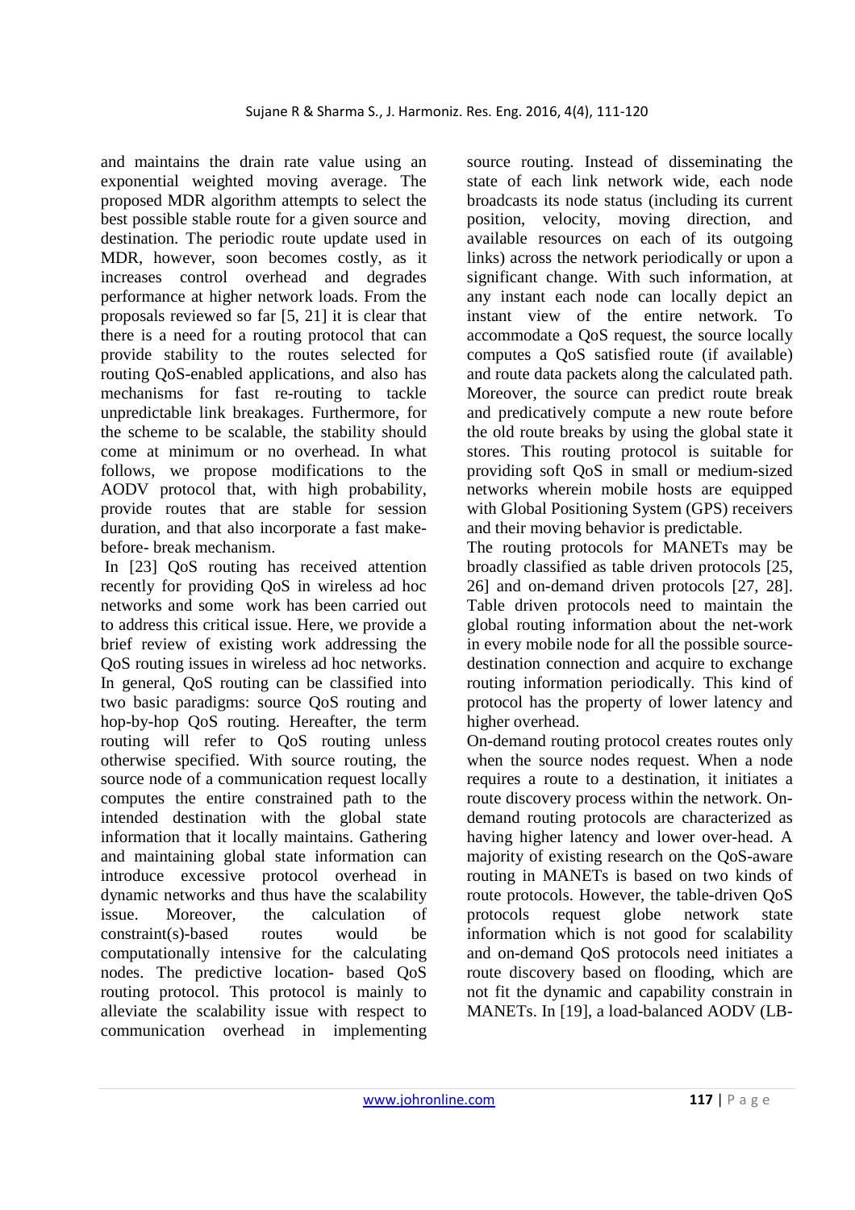and maintains the drain rate value using an exponential weighted moving average. The proposed MDR algorithm attempts to select the best possible stable route for a given source and destination. The periodic route update used in MDR, however, soon becomes costly, as it increases control overhead and degrades performance at higher network loads. From the proposals reviewed so far [5, 21] it is clear that there is a need for a routing protocol that can provide stability to the routes selected for routing QoS-enabled applications, and also has mechanisms for fast re-routing to tackle unpredictable link breakages. Furthermore, for the scheme to be scalable, the stability should come at minimum or no overhead. In what follows, we propose modifications to the AODV protocol that, with high probability, provide routes that are stable for session duration, and that also incorporate a fast make-before- break mechanism.

In [23] QoS routing has received attention recently for providing QoS in wireless ad hoc networks and some work has been carried out to address this critical issue. Here, we provide a brief review of existing work addressing the QoS routing issues in wireless ad hoc networks. In general, QoS routing can be classified into two basic paradigms: source QoS routing and hop-by-hop QoS routing. Hereafter, the term routing will refer to QoS routing unless otherwise specified. With source routing, the source node of a communication request locally computes the entire constrained path to the intended destination with the global state information that it locally maintains. Gathering and maintaining global state information can introduce excessive protocol overhead in dynamic networks and thus have the scalability issue. Moreover, the calculation of constraint(s)-based routes would be computationally intensive for the calculating nodes. The predictive location- based QoS routing protocol. This protocol is mainly to alleviate the scalability issue with respect to communication overhead in implementing source routing. Instead of disseminating the state of each link network wide, each node broadcasts its node status (including its current position, velocity, moving direction, and available resources on each of its outgoing links) across the network periodically or upon a significant change. With such information, at any instant each node can locally depict an instant view of the entire network. To accommodate a QoS request, the source locally computes a QoS satisfied route (if available) and route data packets along the calculated path. Moreover, the source can predict route break and predicatively compute a new route before the old route breaks by using the global state it stores. This routing protocol is suitable for providing soft QoS in small or medium-sized networks wherein mobile hosts are equipped with Global Positioning System (GPS) receivers and their moving behavior is predictable.

The routing protocols for MANETs may be broadly classified as table driven protocols [25, 26] and on-demand driven protocols [27, 28]. Table driven protocols need to maintain the global routing information about the net-work in every mobile node for all the possible source-destination connection and acquire to exchange routing information periodically. This kind of protocol has the property of lower latency and higher overhead.

On-demand routing protocol creates routes only when the source nodes request. When a node requires a route to a destination, it initiates a route discovery process within the network. On-demand routing protocols are characterized as having higher latency and lower over-head. A majority of existing research on the QoS-aware routing in MANETs is based on two kinds of route protocols. However, the table-driven QoS protocols request globe network state information which is not good for scalability and on-demand QoS protocols need initiates a route discovery based on flooding, which are not fit the dynamic and capability constrain in MANETs. In [19], a load-balanced AODV (LB-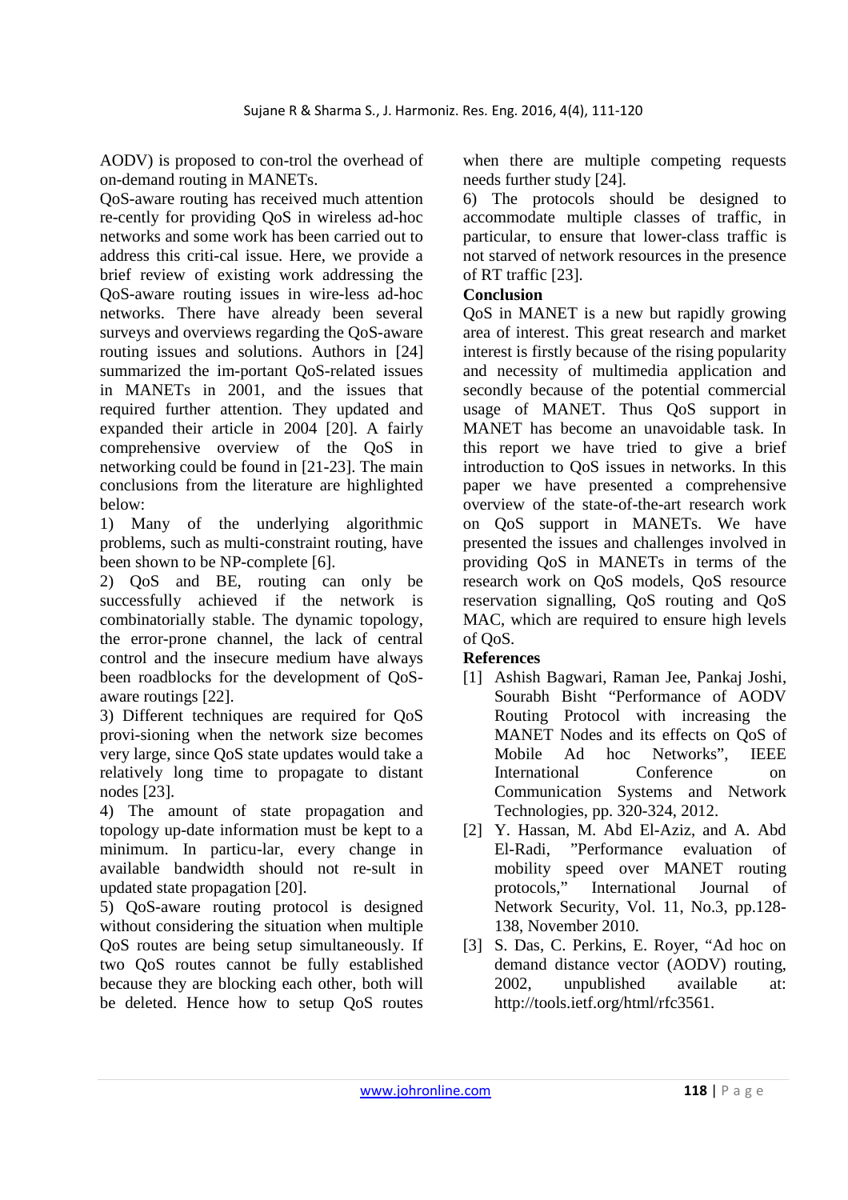AODV) is proposed to con-trol the overhead of on-demand routing in MANETs.

QoS-aware routing has received much attention re-cently for providing QoS in wireless ad-hoc networks and some work has been carried out to address this criti-cal issue. Here, we provide a brief review of existing work addressing the QoS-aware routing issues in wire-less ad-hoc networks. There have already been several surveys and overviews regarding the QoS-aware routing issues and solutions. Authors in [24] summarized the im-portant QoS-related issues in MANETs in 2001, and the issues that required further attention. They updated and expanded their article in 2004 [20]. A fairly comprehensive overview of the QoS in networking could be found in [21-23]. The main conclusions from the literature are highlighted below:

1) Many of the underlying algorithmic problems, such as multi-constraint routing, have been shown to be NP-complete [6].

2) QoS and BE, routing can only be successfully achieved if the network is combinatorially stable. The dynamic topology, the error-prone channel, the lack of central control and the insecure medium have always been roadblocks for the development of QoS-aware routings [22].

3) Different techniques are required for QoS provi-sioning when the network size becomes very large, since QoS state updates would take a relatively long time to propagate to distant nodes [23].

4) The amount of state propagation and topology up-date information must be kept to a minimum. In particu-lar, every change in available bandwidth should not re-sult in updated state propagation [20].

5) QoS-aware routing protocol is designed without considering the situation when multiple QoS routes are being setup simultaneously. If two QoS routes cannot be fully established because they are blocking each other, both will be deleted. Hence how to setup QoS routes when there are multiple competing requests needs further study [24].

6) The protocols should be designed to accommodate multiple classes of traffic, in particular, to ensure that lower-class traffic is not starved of network resources in the presence of RT traffic [23].

## Conclusion

QoS in MANET is a new but rapidly growing area of interest. This great research and market interest is firstly because of the rising popularity and necessity of multimedia application and secondly because of the potential commercial usage of MANET. Thus QoS support in MANET has become an unavoidable task. In this report we have tried to give a brief introduction to QoS issues in networks. In this paper we have presented a comprehensive overview of the state-of-the-art research work on QoS support in MANETs. We have presented the issues and challenges involved in providing QoS in MANETs in terms of the research work on QoS models, QoS resource reservation signalling, QoS routing and QoS MAC, which are required to ensure high levels of QoS.

## References

[1] Ashish Bagwari, Raman Jee, Pankaj Joshi, Sourabh Bisht "Performance of AODV Routing Protocol with increasing the MANET Nodes and its effects on QoS of Mobile Ad hoc Networks", IEEE International Conference on Communication Systems and Network Technologies, pp. 320-324, 2012.

[2] Y. Hassan, M. Abd El-Aziz, and A. Abd El-Radi, "Performance evaluation of mobility speed over MANET routing protocols," International Journal of Network Security, Vol. 11, No.3, pp.128-138, November 2010.

[3] S. Das, C. Perkins, E. Royer, "Ad hoc on demand distance vector (AODV) routing, 2002, unpublished available at: http://tools.ietf.org/html/rfc3561.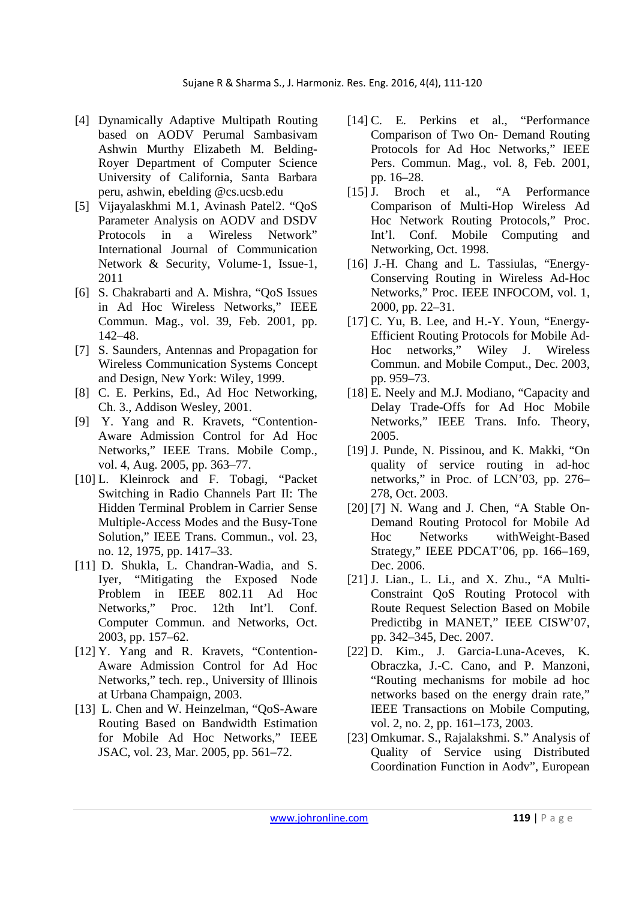[4] Dynamically Adaptive Multipath Routing based on AODV Perumal Sambasivam Ashwin Murthy Elizabeth M. Belding-Royer Department of Computer Science University of California, Santa Barbara peru, ashwin, ebelding @cs.ucsb.edu

[5] Vijayalaskhmi M.1, Avinash Patel2. "QoS Parameter Analysis on AODV and DSDV Protocols in a Wireless Network" International Journal of Communication Network & Security, Volume-1, Issue-1, 2011

[6] S. Chakrabarti and A. Mishra, "QoS Issues in Ad Hoc Wireless Networks," IEEE Commun. Mag., vol. 39, Feb. 2001, pp. 142–48.

[7] S. Saunders, Antennas and Propagation for Wireless Communication Systems Concept and Design, New York: Wiley, 1999.

[8] C. E. Perkins, Ed., Ad Hoc Networking, Ch. 3., Addison Wesley, 2001.

[9] Y. Yang and R. Kravets, "Contention-Aware Admission Control for Ad Hoc Networks," IEEE Trans. Mobile Comp., vol. 4, Aug. 2005, pp. 363–77.

[10] L. Kleinrock and F. Tobagi, "Packet Switching in Radio Channels Part II: The Hidden Terminal Problem in Carrier Sense Multiple-Access Modes and the Busy-Tone Solution," IEEE Trans. Commun., vol. 23, no. 12, 1975, pp. 1417–33.

[11] D. Shukla, L. Chandran-Wadia, and S. Iyer, "Mitigating the Exposed Node Problem in IEEE 802.11 Ad Hoc Networks," Proc. 12th Int'l. Conf. Computer Commun. and Networks, Oct. 2003, pp. 157–62.

[12] Y. Yang and R. Kravets, "Contention-Aware Admission Control for Ad Hoc Networks," tech. rep., University of Illinois at Urbana Champaign, 2003.

[13] L. Chen and W. Heinzelman, "QoS-Aware Routing Based on Bandwidth Estimation for Mobile Ad Hoc Networks," IEEE JSAC, vol. 23, Mar. 2005, pp. 561–72.

[14] C. E. Perkins et al., "Performance Comparison of Two On- Demand Routing Protocols for Ad Hoc Networks," IEEE Pers. Commun. Mag., vol. 8, Feb. 2001, pp. 16–28.

[15] J. Broch et al., "A Performance Comparison of Multi-Hop Wireless Ad Hoc Network Routing Protocols," Proc. Int'l. Conf. Mobile Computing and Networking, Oct. 1998.

[16] J.-H. Chang and L. Tassiulas, "Energy-Conserving Routing in Wireless Ad-Hoc Networks," Proc. IEEE INFOCOM, vol. 1, 2000, pp. 22–31.

[17] C. Yu, B. Lee, and H.-Y. Youn, "Energy-Efficient Routing Protocols for Mobile Ad-Hoc networks," Wiley J. Wireless Commun. and Mobile Comput., Dec. 2003, pp. 959–73.

[18] E. Neely and M.J. Modiano, "Capacity and Delay Trade-Offs for Ad Hoc Mobile Networks," IEEE Trans. Info. Theory, 2005.

[19] J. Punde, N. Pissinou, and K. Makki, "On quality of service routing in ad-hoc networks," in Proc. of LCN'03, pp. 276–278, Oct. 2003.

[20] [7] N. Wang and J. Chen, "A Stable On-Demand Routing Protocol for Mobile Ad Hoc Networks withWeight-Based Strategy," IEEE PDCAT'06, pp. 166–169, Dec. 2006.

[21] J. Lian., L. Li., and X. Zhu., "A Multi-Constraint QoS Routing Protocol with Route Request Selection Based on Mobile Predictibg in MANET," IEEE CISW'07, pp. 342–345, Dec. 2007.

[22] D. Kim., J. Garcia-Luna-Aceves, K. Obraczka, J.-C. Cano, and P. Manzoni, "Routing mechanisms for mobile ad hoc networks based on the energy drain rate," IEEE Transactions on Mobile Computing, vol. 2, no. 2, pp. 161–173, 2003.

[23] Omkumar. S., Rajalakshmi. S." Analysis of Quality of Service using Distributed Coordination Function in Aodv", European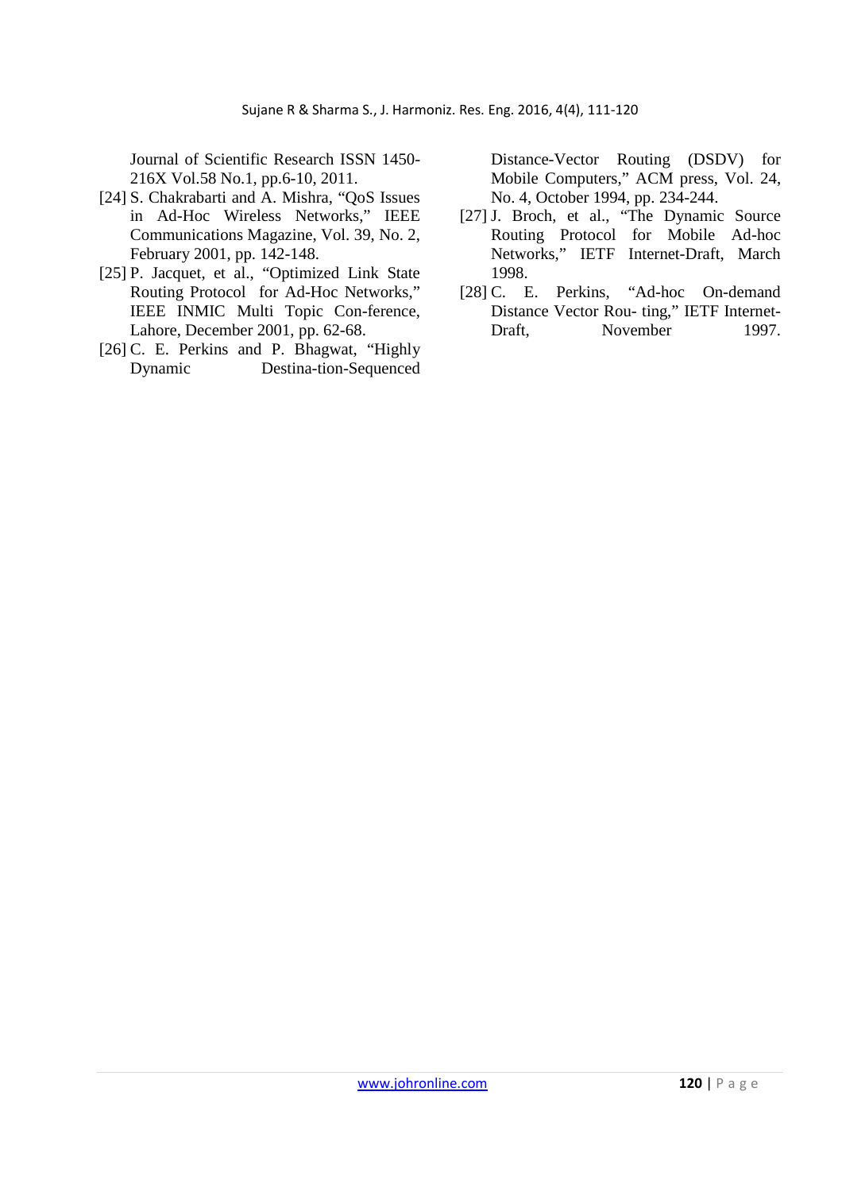Journal of Scientific Research ISSN 1450-216X Vol.58 No.1, pp.6-10, 2011.

[24] S. Chakrabarti and A. Mishra, "QoS Issues in Ad-Hoc Wireless Networks," IEEE Communications Magazine, Vol. 39, No. 2, February 2001, pp. 142-148.

[25] P. Jacquet, et al., "Optimized Link State Routing Protocol for Ad-Hoc Networks," IEEE INMIC Multi Topic Con-ference, Lahore, December 2001, pp. 62-68.

[26] C. E. Perkins and P. Bhagwat, "Highly Dynamic Destina-tion-Sequenced Distance-Vector Routing (DSDV) for Mobile Computers," ACM press, Vol. 24, No. 4, October 1994, pp. 234-244.

[27] J. Broch, et al., "The Dynamic Source Routing Protocol for Mobile Ad-hoc Networks," IETF Internet-Draft, March 1998.

[28] C. E. Perkins, "Ad-hoc On-demand Distance Vector Rou- ting," IETF Internet-Draft, November 1997.